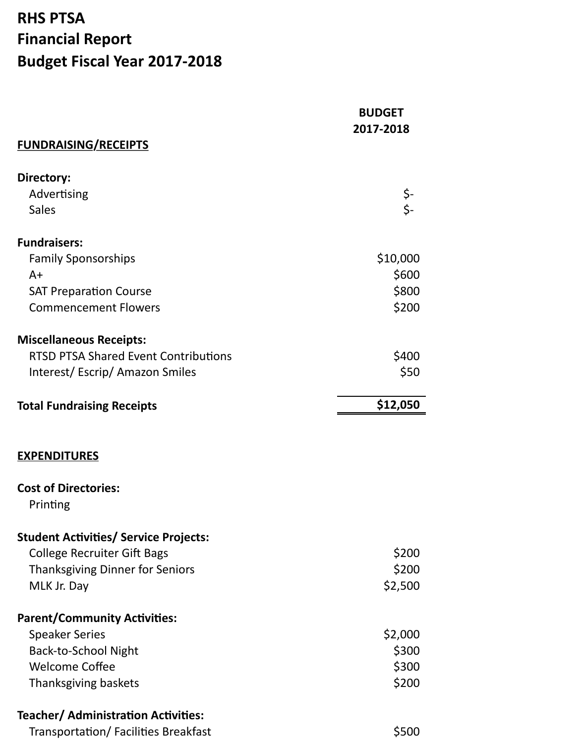# RHS PTSA
## Financial Report
## Budget Fiscal Year 2017-2018

| | BUDGET 2017-2018 |
|---|---:|
| **FUNDRAISING/RECEIPTS** | |
| **Directory:** | |
| Advertising | $- |
| Sales | $- |
| **Fundraisers:** | |
| Family Sponsorships | $10,000 |
| A+ | $600 |
| SAT Preparation Course | $800 |
| Commencement Flowers | $200 |
| **Miscellaneous Receipts:** | |
| RTSD PTSA Shared Event Contributions | $400 |
| Interest/ Escrip/ Amazon Smiles | $50 |
| **Total Fundraising Receipts** | **$12,050** |
| **EXPENDITURES** | |
| **Cost of Directories:** | |
| Printing | |
| **Student Activities/ Service Projects:** | |
| College Recruiter Gift Bags | $200 |
| Thanksgiving Dinner for Seniors | $200 |
| MLK Jr. Day | $2,500 |
| **Parent/Community Activities:** | |
| Speaker Series | $2,000 |
| Back-to-School Night | $300 |
| Welcome Coffee | $300 |
| Thanksgiving baskets | $200 |
| **Teacher/ Administration Activities:** | |
| Transportation/ Facilities Breakfast | $500 |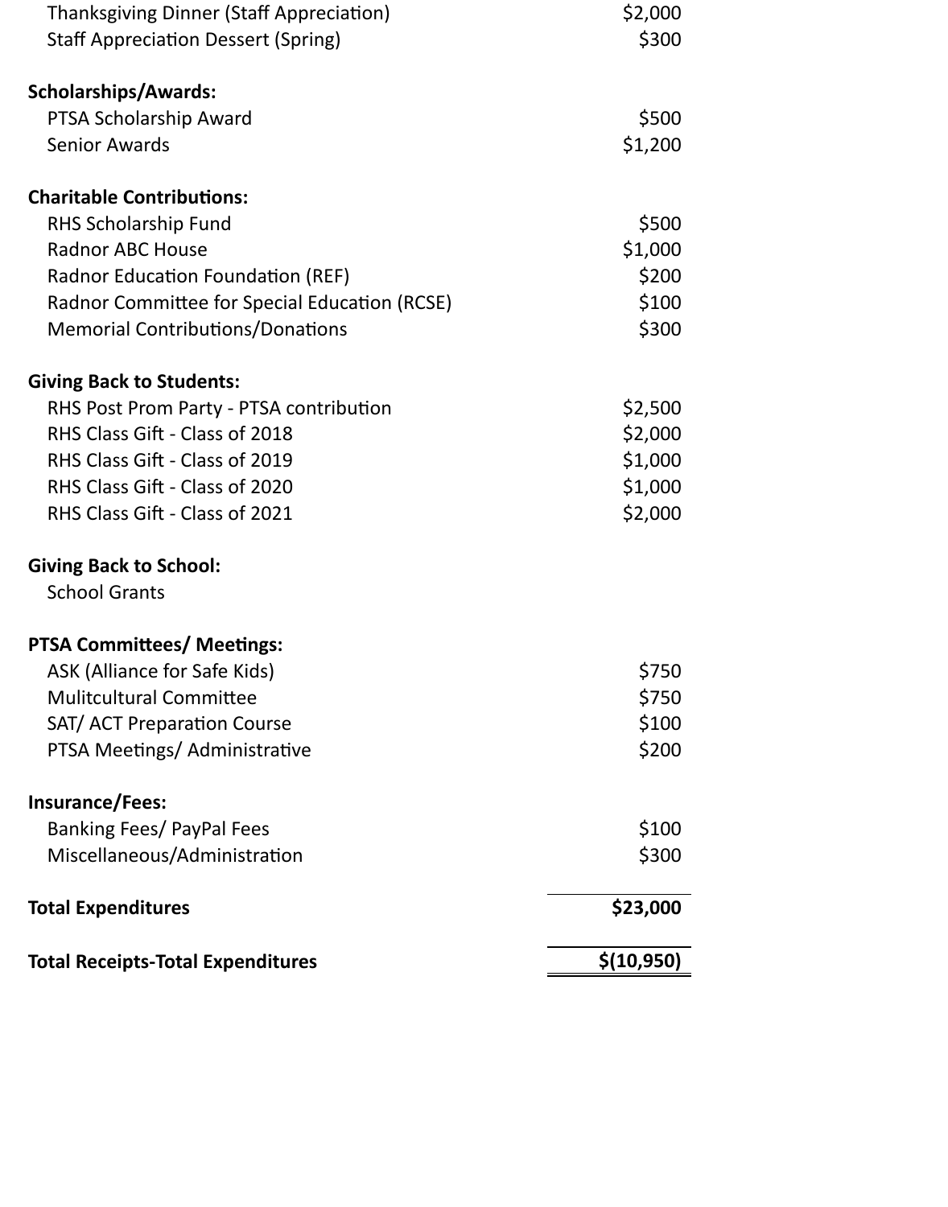| | |
|---|---|
| Thanksgiving Dinner (Staff Appreciation) | $2,000 |
| Staff Appreciation Dessert (Spring) | $300 |
| | |
| **Scholarships/Awards:** | |
| PTSA Scholarship Award | $500 |
| Senior Awards | $1,200 |
| | |
| **Charitable Contributions:** | |
| RHS Scholarship Fund | $500 |
| Radnor ABC House | $1,000 |
| Radnor Education Foundation (REF) | $200 |
| Radnor Committee for Special Education (RCSE) | $100 |
| Memorial Contributions/Donations | $300 |
| | |
| **Giving Back to Students:** | |
| RHS Post Prom Party - PTSA contribution | $2,500 |
| RHS Class Gift - Class of 2018 | $2,000 |
| RHS Class Gift - Class of 2019 | $1,000 |
| RHS Class Gift - Class of 2020 | $1,000 |
| RHS Class Gift - Class of 2021 | $2,000 |
| | |
| **Giving Back to School:** | |
| School Grants | |
| | |
| **PTSA Committees/ Meetings:** | |
| ASK (Alliance for Safe Kids) | $750 |
| Mulitcultural Committee | $750 |
| SAT/ ACT Preparation Course | $100 |
| PTSA Meetings/ Administrative | $200 |
| | |
| **Insurance/Fees:** | |
| Banking Fees/ PayPal Fees | $100 |
| Miscellaneous/Administration | $300 |
| | |
| **Total Expenditures** | **$23,000** |
| | |
| **Total Receipts-Total Expenditures** | **$(10,950)** |